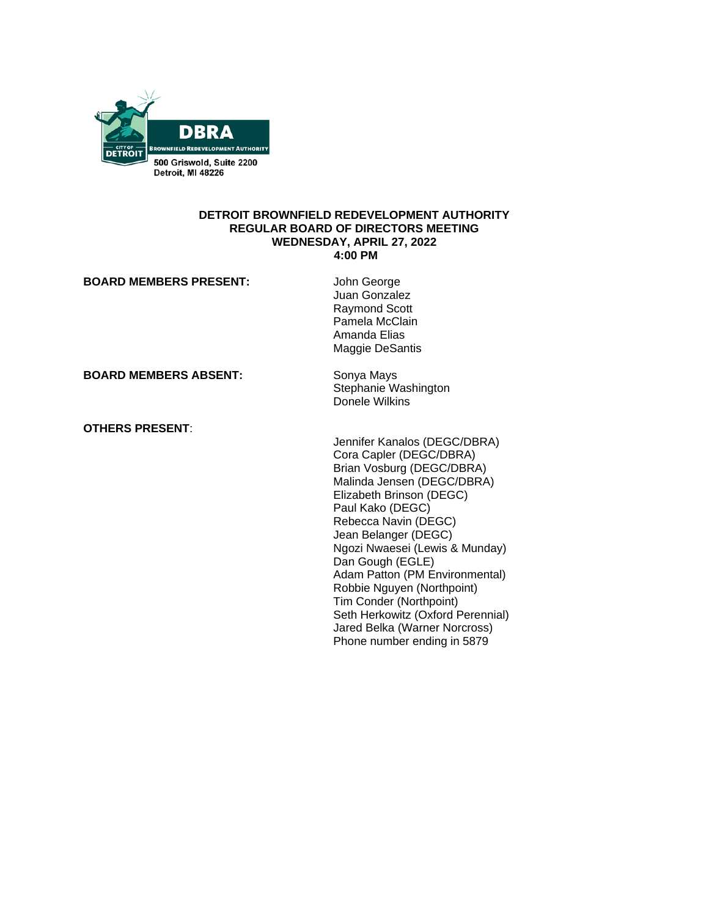DBRA

CITY OF DETROIT BROWNFIELD REDEVELOPMENT AUTHORITY

500 Griswold, Suite 2200
Detroit, MI 48226

**DETROIT BROWNFIELD REDEVELOPMENT AUTHORITY**
**REGULAR BOARD OF DIRECTORS MEETING**
**WEDNESDAY, APRIL 27, 2022**
**4:00 PM**

**BOARD MEMBERS PRESENT:**

John George
Juan Gonzalez
Raymond Scott
Pamela McClain
Amanda Elias
Maggie DeSantis

**BOARD MEMBERS ABSENT:**

Sonya Mays
Stephanie Washington
Donele Wilkins

**OTHERS PRESENT**:

Jennifer Kanalos (DEGC/DBRA)
Cora Capler (DEGC/DBRA)
Brian Vosburg (DEGC/DBRA)
Malinda Jensen (DEGC/DBRA)
Elizabeth Brinson (DEGC)
Paul Kako (DEGC)
Rebecca Navin (DEGC)
Jean Belanger (DEGC)
Ngozi Nwaesei (Lewis & Munday)
Dan Gough (EGLE)
Adam Patton (PM Environmental)
Robbie Nguyen (Northpoint)
Tim Conder (Northpoint)
Seth Herkowitz (Oxford Perennial)
Jared Belka (Warner Norcross)
Phone number ending in 5879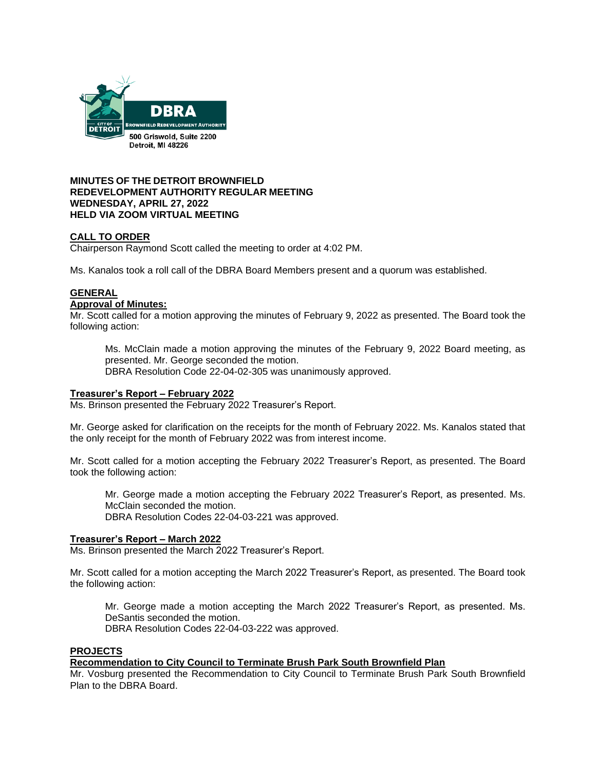DBRA

BROWNFIELD REDEVELOPMENT AUTHORITY

500 Griswold, Suite 2200
Detroit, MI 48226

**MINUTES OF THE DETROIT BROWNFIELD REDEVELOPMENT AUTHORITY REGULAR MEETING**
**WEDNESDAY, APRIL 27, 2022**
**HELD VIA ZOOM VIRTUAL MEETING**

## CALL TO ORDER

Chairperson Raymond Scott called the meeting to order at 4:02 PM.

Ms. Kanalos took a roll call of the DBRA Board Members present and a quorum was established.

## GENERAL

### Approval of Minutes:

Mr. Scott called for a motion approving the minutes of February 9, 2022 as presented. The Board took the following action:

> Ms. McClain made a motion approving the minutes of the February 9, 2022 Board meeting, as presented. Mr. George seconded the motion.
> DBRA Resolution Code 22-04-02-305 was unanimously approved.

### Treasurer's Report – February 2022

Ms. Brinson presented the February 2022 Treasurer's Report.

Mr. George asked for clarification on the receipts for the month of February 2022. Ms. Kanalos stated that the only receipt for the month of February 2022 was from interest income.

Mr. Scott called for a motion accepting the February 2022 Treasurer's Report, as presented. The Board took the following action:

> Mr. George made a motion accepting the February 2022 Treasurer's Report, as presented. Ms. McClain seconded the motion.
> DBRA Resolution Codes 22-04-03-221 was approved.

### Treasurer's Report – March 2022

Ms. Brinson presented the March 2022 Treasurer's Report.

Mr. Scott called for a motion accepting the March 2022 Treasurer's Report, as presented. The Board took the following action:

> Mr. George made a motion accepting the March 2022 Treasurer's Report, as presented. Ms. DeSantis seconded the motion.
> DBRA Resolution Codes 22-04-03-222 was approved.

## PROJECTS

### Recommendation to City Council to Terminate Brush Park South Brownfield Plan

Mr. Vosburg presented the Recommendation to City Council to Terminate Brush Park South Brownfield Plan to the DBRA Board.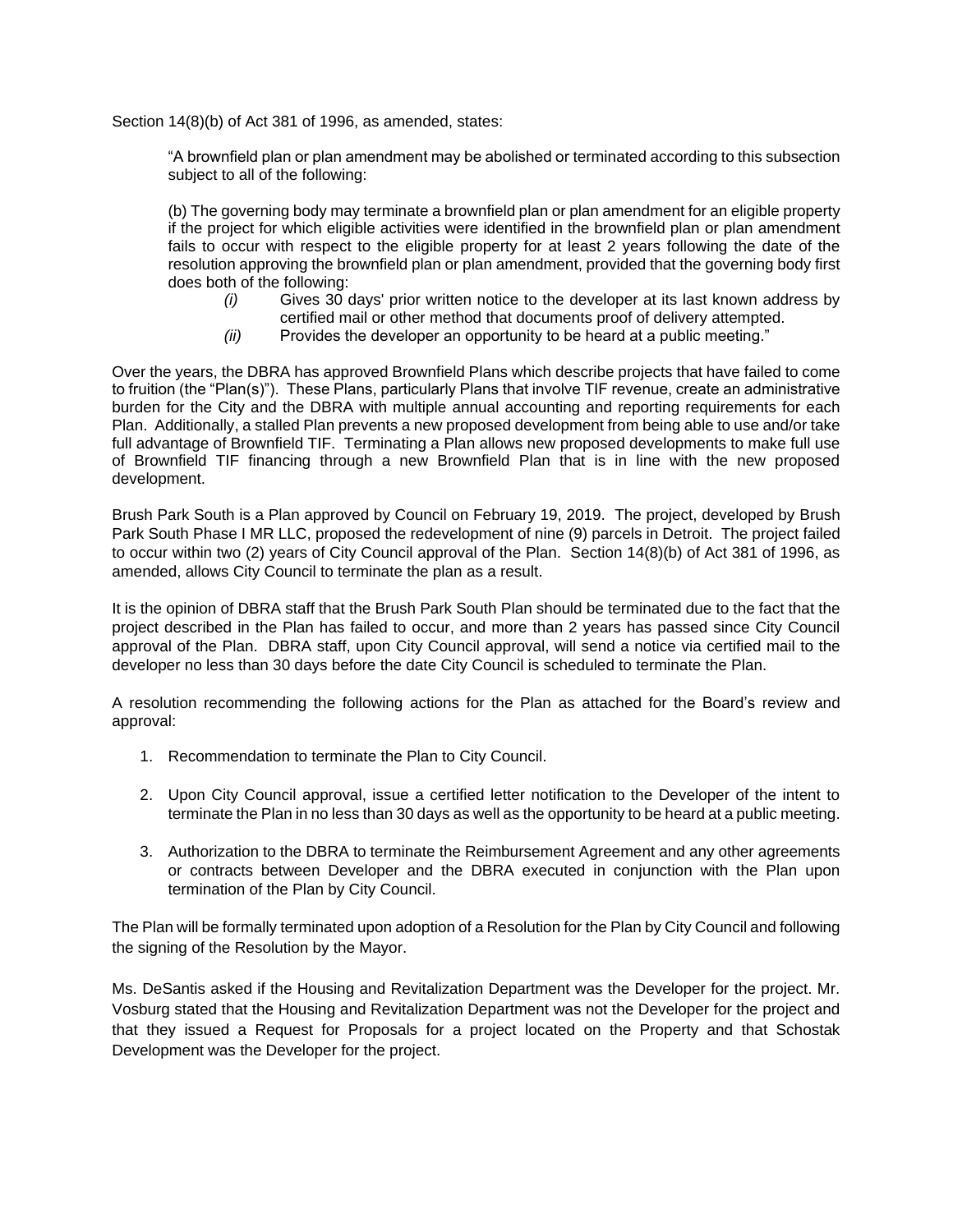Section 14(8)(b) of Act 381 of 1996, as amended, states:

> "A brownfield plan or plan amendment may be abolished or terminated according to this subsection subject to all of the following:
>
> (b) The governing body may terminate a brownfield plan or plan amendment for an eligible property if the project for which eligible activities were identified in the brownfield plan or plan amendment fails to occur with respect to the eligible property for at least 2 years following the date of the resolution approving the brownfield plan or plan amendment, provided that the governing body first does both of the following:
>
> *(i)* Gives 30 days' prior written notice to the developer at its last known address by certified mail or other method that documents proof of delivery attempted.
>
> *(ii)* Provides the developer an opportunity to be heard at a public meeting."

Over the years, the DBRA has approved Brownfield Plans which describe projects that have failed to come to fruition (the "Plan(s)"). These Plans, particularly Plans that involve TIF revenue, create an administrative burden for the City and the DBRA with multiple annual accounting and reporting requirements for each Plan. Additionally, a stalled Plan prevents a new proposed development from being able to use and/or take full advantage of Brownfield TIF. Terminating a Plan allows new proposed developments to make full use of Brownfield TIF financing through a new Brownfield Plan that is in line with the new proposed development.

Brush Park South is a Plan approved by Council on February 19, 2019. The project, developed by Brush Park South Phase I MR LLC, proposed the redevelopment of nine (9) parcels in Detroit. The project failed to occur within two (2) years of City Council approval of the Plan. Section 14(8)(b) of Act 381 of 1996, as amended, allows City Council to terminate the plan as a result.

It is the opinion of DBRA staff that the Brush Park South Plan should be terminated due to the fact that the project described in the Plan has failed to occur, and more than 2 years has passed since City Council approval of the Plan. DBRA staff, upon City Council approval, will send a notice via certified mail to the developer no less than 30 days before the date City Council is scheduled to terminate the Plan.

A resolution recommending the following actions for the Plan as attached for the Board's review and approval:

1. Recommendation to terminate the Plan to City Council.

2. Upon City Council approval, issue a certified letter notification to the Developer of the intent to terminate the Plan in no less than 30 days as well as the opportunity to be heard at a public meeting.

3. Authorization to the DBRA to terminate the Reimbursement Agreement and any other agreements or contracts between Developer and the DBRA executed in conjunction with the Plan upon termination of the Plan by City Council.

The Plan will be formally terminated upon adoption of a Resolution for the Plan by City Council and following the signing of the Resolution by the Mayor.

Ms. DeSantis asked if the Housing and Revitalization Department was the Developer for the project. Mr. Vosburg stated that the Housing and Revitalization Department was not the Developer for the project and that they issued a Request for Proposals for a project located on the Property and that Schostak Development was the Developer for the project.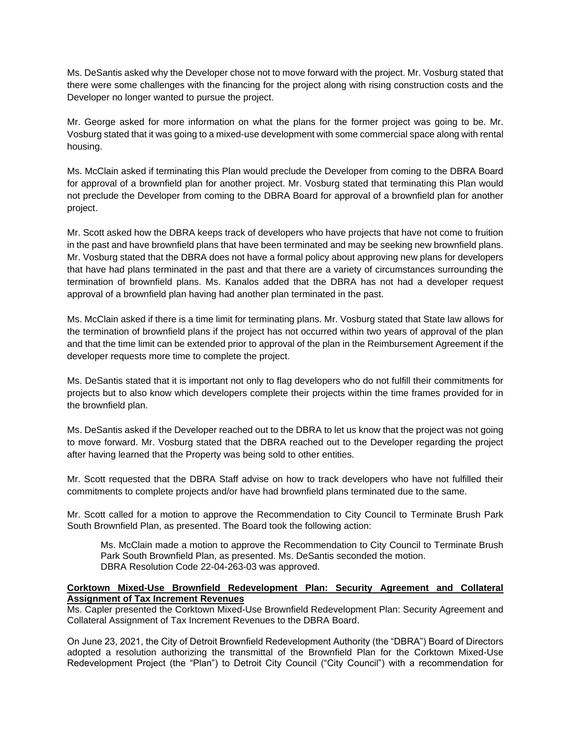Ms. DeSantis asked why the Developer chose not to move forward with the project. Mr. Vosburg stated that there were some challenges with the financing for the project along with rising construction costs and the Developer no longer wanted to pursue the project.

Mr. George asked for more information on what the plans for the former project was going to be. Mr. Vosburg stated that it was going to a mixed-use development with some commercial space along with rental housing.

Ms. McClain asked if terminating this Plan would preclude the Developer from coming to the DBRA Board for approval of a brownfield plan for another project. Mr. Vosburg stated that terminating this Plan would not preclude the Developer from coming to the DBRA Board for approval of a brownfield plan for another project.

Mr. Scott asked how the DBRA keeps track of developers who have projects that have not come to fruition in the past and have brownfield plans that have been terminated and may be seeking new brownfield plans. Mr. Vosburg stated that the DBRA does not have a formal policy about approving new plans for developers that have had plans terminated in the past and that there are a variety of circumstances surrounding the termination of brownfield plans. Ms. Kanalos added that the DBRA has not had a developer request approval of a brownfield plan having had another plan terminated in the past.

Ms. McClain asked if there is a time limit for terminating plans. Mr. Vosburg stated that State law allows for the termination of brownfield plans if the project has not occurred within two years of approval of the plan and that the time limit can be extended prior to approval of the plan in the Reimbursement Agreement if the developer requests more time to complete the project.

Ms. DeSantis stated that it is important not only to flag developers who do not fulfill their commitments for projects but to also know which developers complete their projects within the time frames provided for in the brownfield plan.

Ms. DeSantis asked if the Developer reached out to the DBRA to let us know that the project was not going to move forward. Mr. Vosburg stated that the DBRA reached out to the Developer regarding the project after having learned that the Property was being sold to other entities.

Mr. Scott requested that the DBRA Staff advise on how to track developers who have not fulfilled their commitments to complete projects and/or have had brownfield plans terminated due to the same.

Mr. Scott called for a motion to approve the Recommendation to City Council to Terminate Brush Park South Brownfield Plan, as presented. The Board took the following action:

> Ms. McClain made a motion to approve the Recommendation to City Council to Terminate Brush Park South Brownfield Plan, as presented. Ms. DeSantis seconded the motion.
> DBRA Resolution Code 22-04-263-03 was approved.

**Corktown Mixed-Use Brownfield Redevelopment Plan: Security Agreement and Collateral Assignment of Tax Increment Revenues**

Ms. Capler presented the Corktown Mixed-Use Brownfield Redevelopment Plan: Security Agreement and Collateral Assignment of Tax Increment Revenues to the DBRA Board.

On June 23, 2021, the City of Detroit Brownfield Redevelopment Authority (the "DBRA") Board of Directors adopted a resolution authorizing the transmittal of the Brownfield Plan for the Corktown Mixed-Use Redevelopment Project (the "Plan") to Detroit City Council ("City Council") with a recommendation for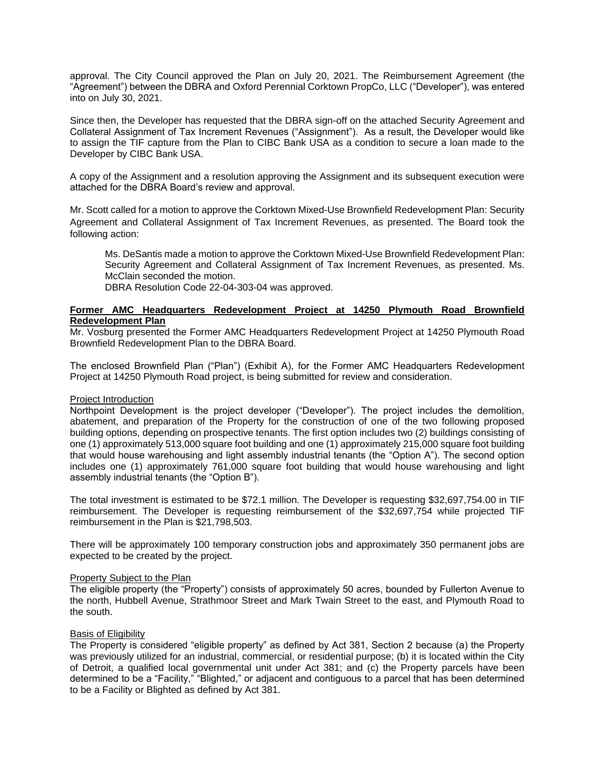approval. The City Council approved the Plan on July 20, 2021. The Reimbursement Agreement (the "Agreement") between the DBRA and Oxford Perennial Corktown PropCo, LLC ("Developer"), was entered into on July 30, 2021.

Since then, the Developer has requested that the DBRA sign-off on the attached Security Agreement and Collateral Assignment of Tax Increment Revenues ("Assignment"). As a result, the Developer would like to assign the TIF capture from the Plan to CIBC Bank USA as a condition to secure a loan made to the Developer by CIBC Bank USA.

A copy of the Assignment and a resolution approving the Assignment and its subsequent execution were attached for the DBRA Board's review and approval.

Mr. Scott called for a motion to approve the Corktown Mixed-Use Brownfield Redevelopment Plan: Security Agreement and Collateral Assignment of Tax Increment Revenues, as presented. The Board took the following action:

> Ms. DeSantis made a motion to approve the Corktown Mixed-Use Brownfield Redevelopment Plan: Security Agreement and Collateral Assignment of Tax Increment Revenues, as presented. Ms. McClain seconded the motion.
> DBRA Resolution Code 22-04-303-04 was approved.

**Former AMC Headquarters Redevelopment Project at 14250 Plymouth Road Brownfield Redevelopment Plan**

Mr. Vosburg presented the Former AMC Headquarters Redevelopment Project at 14250 Plymouth Road Brownfield Redevelopment Plan to the DBRA Board.

The enclosed Brownfield Plan ("Plan") (Exhibit A), for the Former AMC Headquarters Redevelopment Project at 14250 Plymouth Road project, is being submitted for review and consideration.

Project Introduction

Northpoint Development is the project developer ("Developer"). The project includes the demolition, abatement, and preparation of the Property for the construction of one of the two following proposed building options, depending on prospective tenants. The first option includes two (2) buildings consisting of one (1) approximately 513,000 square foot building and one (1) approximately 215,000 square foot building that would house warehousing and light assembly industrial tenants (the "Option A"). The second option includes one (1) approximately 761,000 square foot building that would house warehousing and light assembly industrial tenants (the "Option B").

The total investment is estimated to be $72.1 million. The Developer is requesting $32,697,754.00 in TIF reimbursement. The Developer is requesting reimbursement of the $32,697,754 while projected TIF reimbursement in the Plan is $21,798,503.

There will be approximately 100 temporary construction jobs and approximately 350 permanent jobs are expected to be created by the project.

Property Subject to the Plan

The eligible property (the "Property") consists of approximately 50 acres, bounded by Fullerton Avenue to the north, Hubbell Avenue, Strathmoor Street and Mark Twain Street to the east, and Plymouth Road to the south.

Basis of Eligibility

The Property is considered "eligible property" as defined by Act 381, Section 2 because (a) the Property was previously utilized for an industrial, commercial, or residential purpose; (b) it is located within the City of Detroit, a qualified local governmental unit under Act 381; and (c) the Property parcels have been determined to be a "Facility," "Blighted," or adjacent and contiguous to a parcel that has been determined to be a Facility or Blighted as defined by Act 381.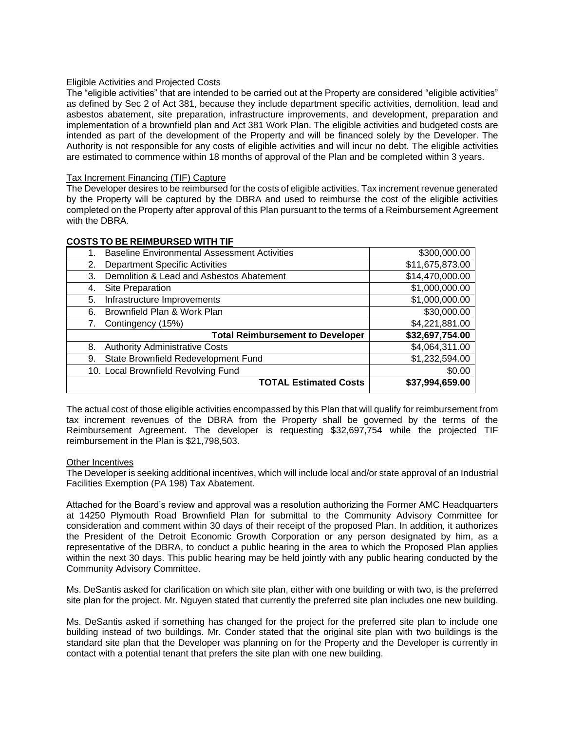Eligible Activities and Projected Costs

The "eligible activities" that are intended to be carried out at the Property are considered "eligible activities" as defined by Sec 2 of Act 381, because they include department specific activities, demolition, lead and asbestos abatement, site preparation, infrastructure improvements, and development, preparation and implementation of a brownfield plan and Act 381 Work Plan. The eligible activities and budgeted costs are intended as part of the development of the Property and will be financed solely by the Developer. The Authority is not responsible for any costs of eligible activities and will incur no debt. The eligible activities are estimated to commence within 18 months of approval of the Plan and be completed within 3 years.

Tax Increment Financing (TIF) Capture

The Developer desires to be reimbursed for the costs of eligible activities. Tax increment revenue generated by the Property will be captured by the DBRA and used to reimburse the cost of the eligible activities completed on the Property after approval of this Plan pursuant to the terms of a Reimbursement Agreement with the DBRA.

**COSTS TO BE REIMBURSED WITH TIF**

| | |
|---|---:|
| 1. Baseline Environmental Assessment Activities | $300,000.00 |
| 2. Department Specific Activities | $11,675,873.00 |
| 3. Demolition & Lead and Asbestos Abatement | $14,470,000.00 |
| 4. Site Preparation | $1,000,000.00 |
| 5. Infrastructure Improvements | $1,000,000.00 |
| 6. Brownfield Plan & Work Plan | $30,000.00 |
| 7. Contingency (15%) | $4,221,881.00 |
| **Total Reimbursement to Developer** | **$32,697,754.00** |
| 8. Authority Administrative Costs | $4,064,311.00 |
| 9. State Brownfield Redevelopment Fund | $1,232,594.00 |
| 10. Local Brownfield Revolving Fund | $0.00 |
| **TOTAL Estimated Costs** | **$37,994,659.00** |

The actual cost of those eligible activities encompassed by this Plan that will qualify for reimbursement from tax increment revenues of the DBRA from the Property shall be governed by the terms of the Reimbursement Agreement. The developer is requesting $32,697,754 while the projected TIF reimbursement in the Plan is $21,798,503.

Other Incentives

The Developer is seeking additional incentives, which will include local and/or state approval of an Industrial Facilities Exemption (PA 198) Tax Abatement.

Attached for the Board's review and approval was a resolution authorizing the Former AMC Headquarters at 14250 Plymouth Road Brownfield Plan for submittal to the Community Advisory Committee for consideration and comment within 30 days of their receipt of the proposed Plan. In addition, it authorizes the President of the Detroit Economic Growth Corporation or any person designated by him, as a representative of the DBRA, to conduct a public hearing in the area to which the Proposed Plan applies within the next 30 days. This public hearing may be held jointly with any public hearing conducted by the Community Advisory Committee.

Ms. DeSantis asked for clarification on which site plan, either with one building or with two, is the preferred site plan for the project. Mr. Nguyen stated that currently the preferred site plan includes one new building.

Ms. DeSantis asked if something has changed for the project for the preferred site plan to include one building instead of two buildings. Mr. Conder stated that the original site plan with two buildings is the standard site plan that the Developer was planning on for the Property and the Developer is currently in contact with a potential tenant that prefers the site plan with one new building.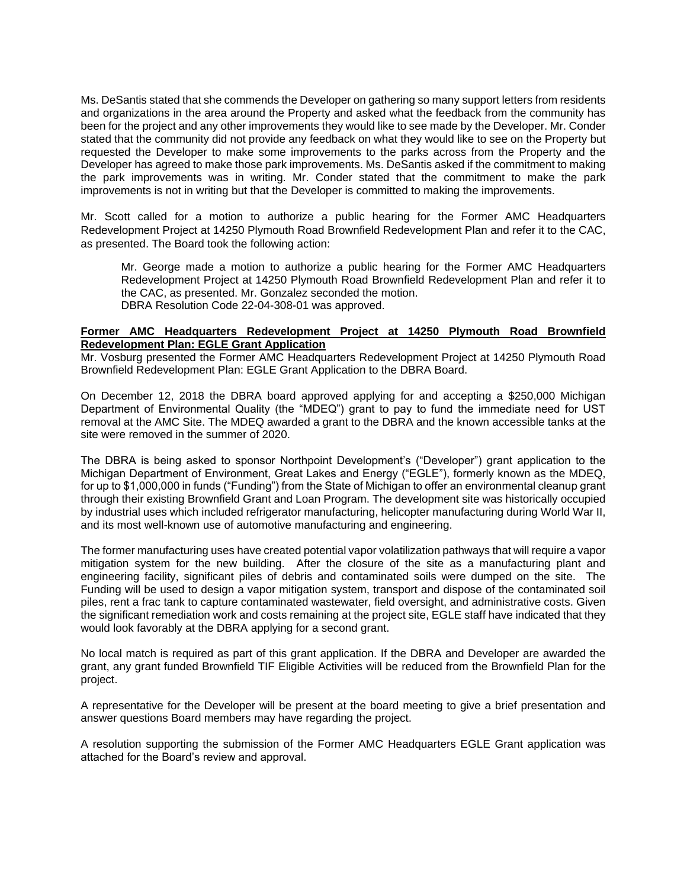Ms. DeSantis stated that she commends the Developer on gathering so many support letters from residents and organizations in the area around the Property and asked what the feedback from the community has been for the project and any other improvements they would like to see made by the Developer. Mr. Conder stated that the community did not provide any feedback on what they would like to see on the Property but requested the Developer to make some improvements to the parks across from the Property and the Developer has agreed to make those park improvements. Ms. DeSantis asked if the commitment to making the park improvements was in writing. Mr. Conder stated that the commitment to make the park improvements is not in writing but that the Developer is committed to making the improvements.

Mr. Scott called for a motion to authorize a public hearing for the Former AMC Headquarters Redevelopment Project at 14250 Plymouth Road Brownfield Redevelopment Plan and refer it to the CAC, as presented. The Board took the following action:

> Mr. George made a motion to authorize a public hearing for the Former AMC Headquarters Redevelopment Project at 14250 Plymouth Road Brownfield Redevelopment Plan and refer it to the CAC, as presented. Mr. Gonzalez seconded the motion.
> DBRA Resolution Code 22-04-308-01 was approved.

**Former AMC Headquarters Redevelopment Project at 14250 Plymouth Road Brownfield Redevelopment Plan: EGLE Grant Application**

Mr. Vosburg presented the Former AMC Headquarters Redevelopment Project at 14250 Plymouth Road Brownfield Redevelopment Plan: EGLE Grant Application to the DBRA Board.

On December 12, 2018 the DBRA board approved applying for and accepting a $250,000 Michigan Department of Environmental Quality (the "MDEQ") grant to pay to fund the immediate need for UST removal at the AMC Site. The MDEQ awarded a grant to the DBRA and the known accessible tanks at the site were removed in the summer of 2020.

The DBRA is being asked to sponsor Northpoint Development's ("Developer") grant application to the Michigan Department of Environment, Great Lakes and Energy ("EGLE"), formerly known as the MDEQ, for up to $1,000,000 in funds ("Funding") from the State of Michigan to offer an environmental cleanup grant through their existing Brownfield Grant and Loan Program. The development site was historically occupied by industrial uses which included refrigerator manufacturing, helicopter manufacturing during World War II, and its most well-known use of automotive manufacturing and engineering.

The former manufacturing uses have created potential vapor volatilization pathways that will require a vapor mitigation system for the new building. After the closure of the site as a manufacturing plant and engineering facility, significant piles of debris and contaminated soils were dumped on the site. The Funding will be used to design a vapor mitigation system, transport and dispose of the contaminated soil piles, rent a frac tank to capture contaminated wastewater, field oversight, and administrative costs. Given the significant remediation work and costs remaining at the project site, EGLE staff have indicated that they would look favorably at the DBRA applying for a second grant.

No local match is required as part of this grant application. If the DBRA and Developer are awarded the grant, any grant funded Brownfield TIF Eligible Activities will be reduced from the Brownfield Plan for the project.

A representative for the Developer will be present at the board meeting to give a brief presentation and answer questions Board members may have regarding the project.

A resolution supporting the submission of the Former AMC Headquarters EGLE Grant application was attached for the Board's review and approval.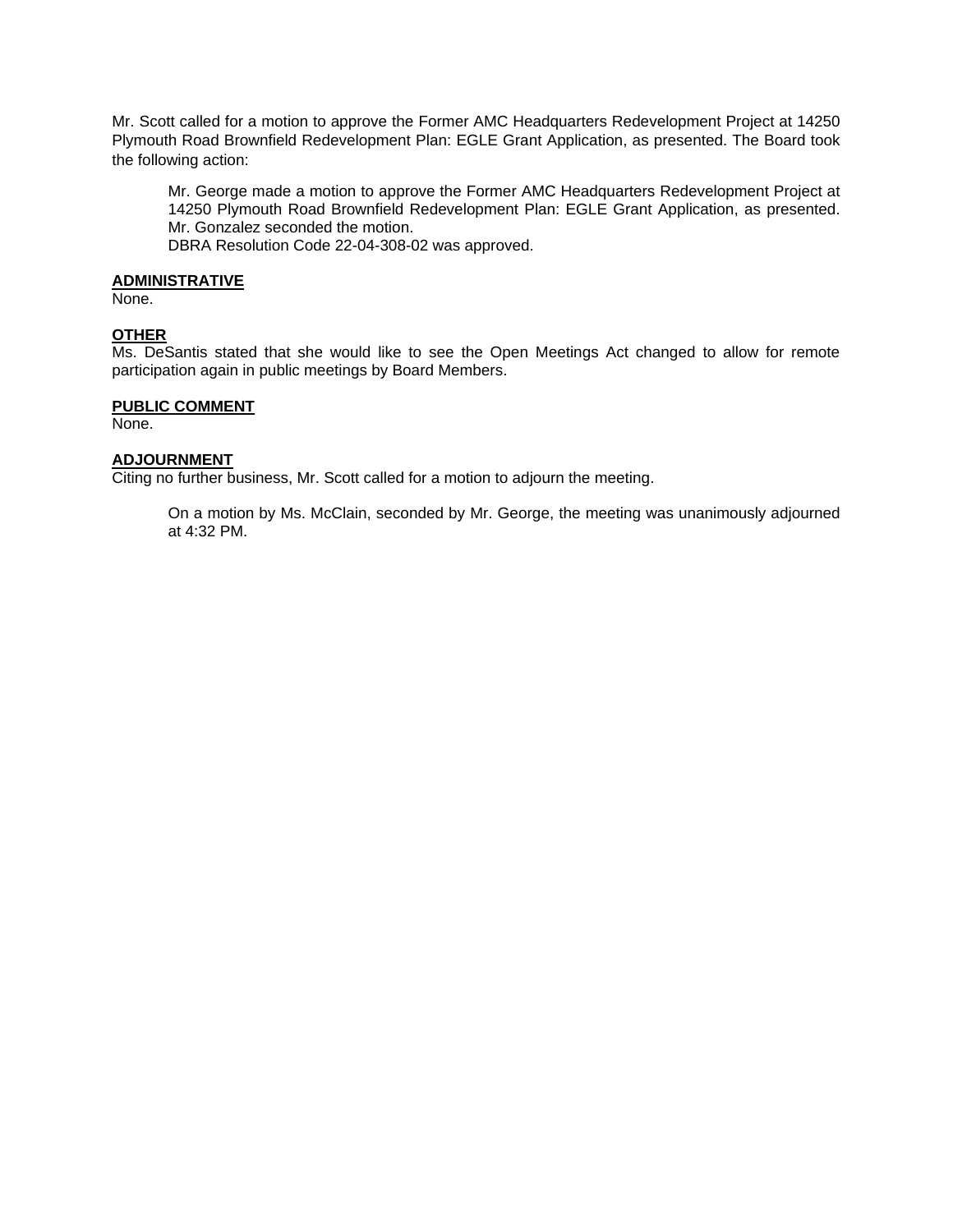Mr. Scott called for a motion to approve the Former AMC Headquarters Redevelopment Project at 14250 Plymouth Road Brownfield Redevelopment Plan: EGLE Grant Application, as presented. The Board took the following action:

> Mr. George made a motion to approve the Former AMC Headquarters Redevelopment Project at 14250 Plymouth Road Brownfield Redevelopment Plan: EGLE Grant Application, as presented. Mr. Gonzalez seconded the motion.
> DBRA Resolution Code 22-04-308-02 was approved.

**ADMINISTRATIVE**

None.

**OTHER**

Ms. DeSantis stated that she would like to see the Open Meetings Act changed to allow for remote participation again in public meetings by Board Members.

**PUBLIC COMMENT**

None.

**ADJOURNMENT**

Citing no further business, Mr. Scott called for a motion to adjourn the meeting.

> On a motion by Ms. McClain, seconded by Mr. George, the meeting was unanimously adjourned at 4:32 PM.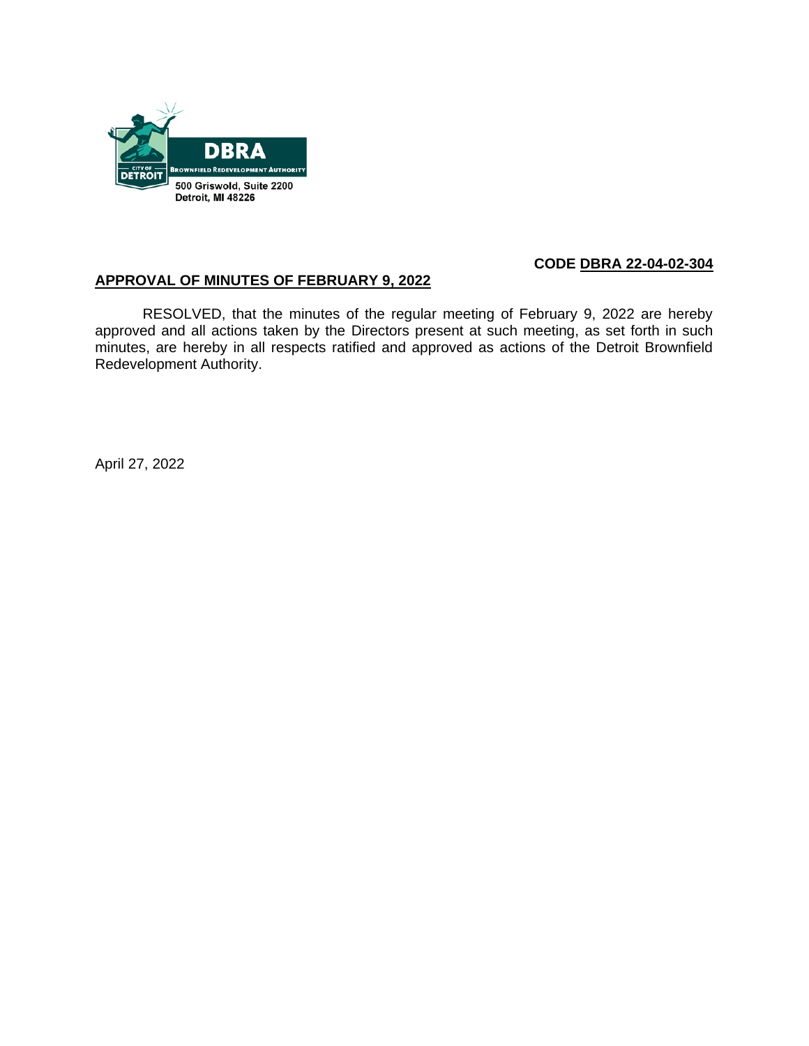DBRA
BROWNFIELD REDEVELOPMENT AUTHORITY
500 Griswold, Suite 2200
Detroit, MI 48226

**CODE DBRA 22-04-02-304**

**APPROVAL OF MINUTES OF FEBRUARY 9, 2022**

RESOLVED, that the minutes of the regular meeting of February 9, 2022 are hereby approved and all actions taken by the Directors present at such meeting, as set forth in such minutes, are hereby in all respects ratified and approved as actions of the Detroit Brownfield Redevelopment Authority.

April 27, 2022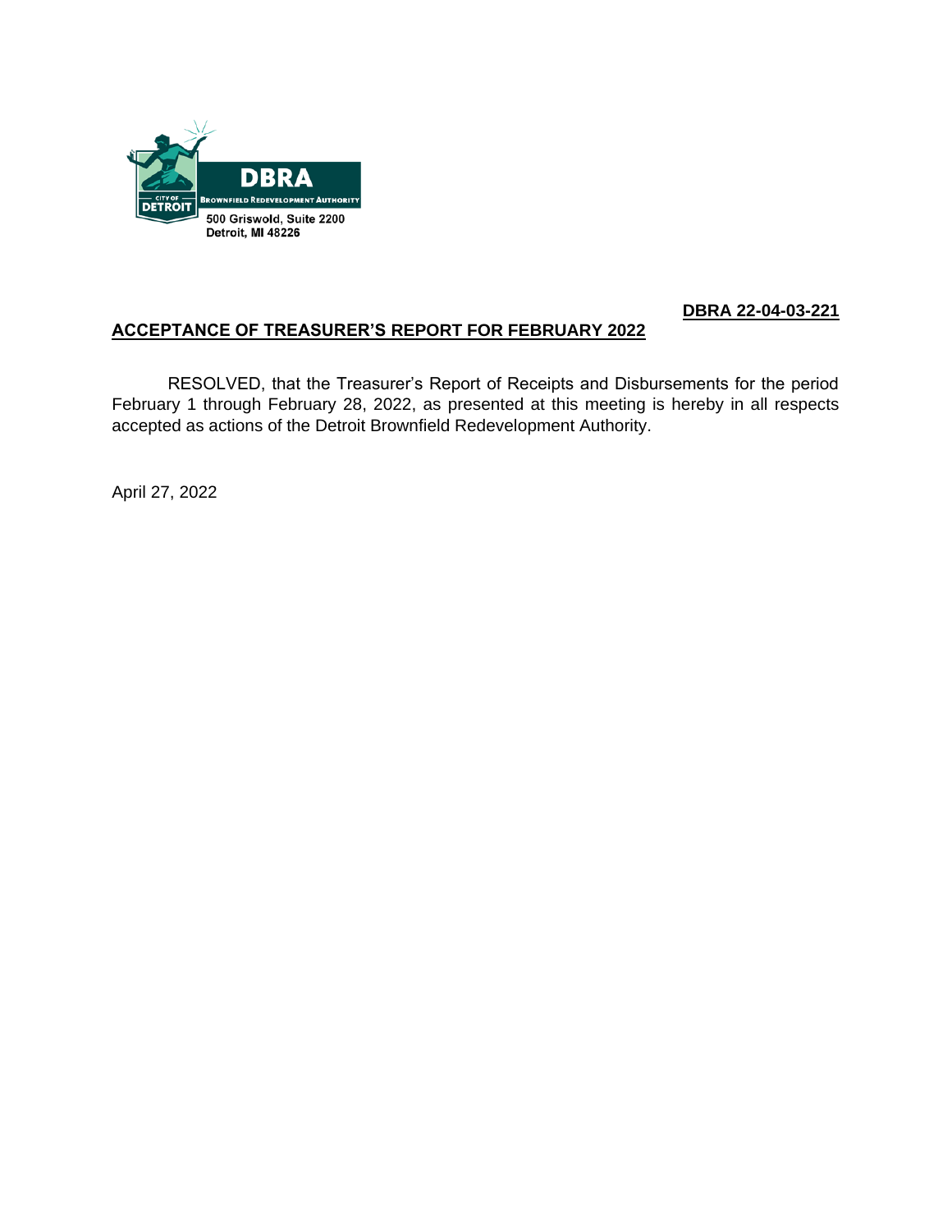DBRA
BROWNFIELD REDEVELOPMENT AUTHORITY
CITY OF DETROIT

500 Griswold, Suite 2200
Detroit, MI 48226

**DBRA 22-04-03-221**

**ACCEPTANCE OF TREASURER'S REPORT FOR FEBRUARY 2022**

RESOLVED, that the Treasurer's Report of Receipts and Disbursements for the period February 1 through February 28, 2022, as presented at this meeting is hereby in all respects accepted as actions of the Detroit Brownfield Redevelopment Authority.

April 27, 2022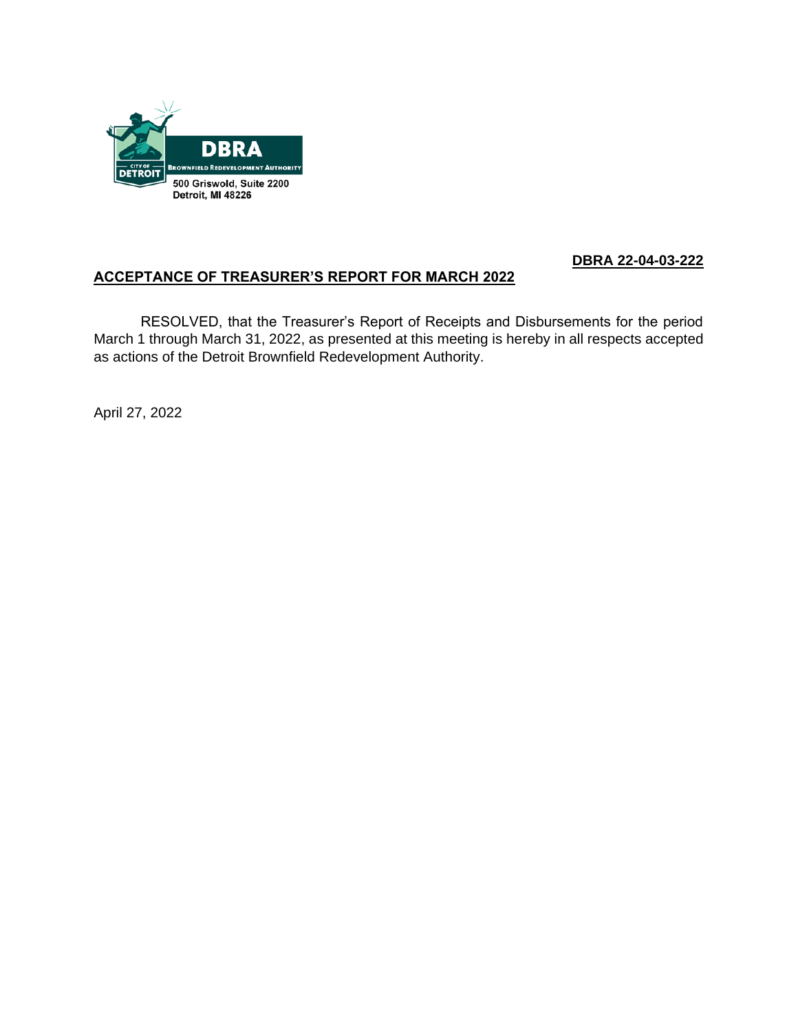DBRA
BROWNFIELD REDEVELOPMENT AUTHORITY
CITY OF DETROIT

500 Griswold, Suite 2200
Detroit, MI 48226

**DBRA 22-04-03-222**

**ACCEPTANCE OF TREASURER'S REPORT FOR MARCH 2022**

RESOLVED, that the Treasurer's Report of Receipts and Disbursements for the period March 1 through March 31, 2022, as presented at this meeting is hereby in all respects accepted as actions of the Detroit Brownfield Redevelopment Authority.

April 27, 2022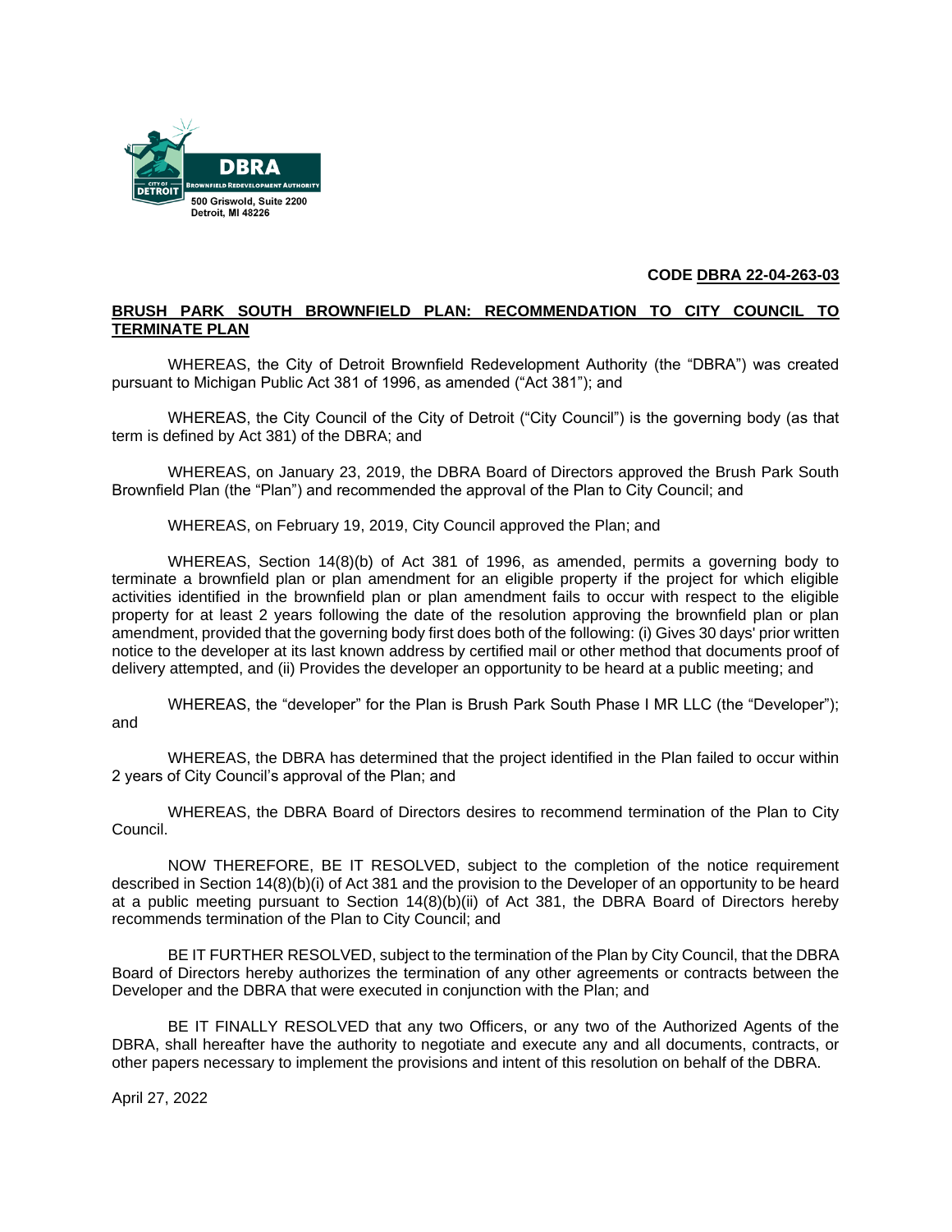DBRA
CITY OF DETROIT
BROWNFIELD REDEVELOPMENT AUTHORITY
500 Griswold, Suite 2200
Detroit, MI 48226

**CODE DBRA 22-04-263-03**

**BRUSH PARK SOUTH BROWNFIELD PLAN: RECOMMENDATION TO CITY COUNCIL TO TERMINATE PLAN**

WHEREAS, the City of Detroit Brownfield Redevelopment Authority (the "DBRA") was created pursuant to Michigan Public Act 381 of 1996, as amended ("Act 381"); and

WHEREAS, the City Council of the City of Detroit ("City Council") is the governing body (as that term is defined by Act 381) of the DBRA; and

WHEREAS, on January 23, 2019, the DBRA Board of Directors approved the Brush Park South Brownfield Plan (the "Plan") and recommended the approval of the Plan to City Council; and

WHEREAS, on February 19, 2019, City Council approved the Plan; and

WHEREAS, Section 14(8)(b) of Act 381 of 1996, as amended, permits a governing body to terminate a brownfield plan or plan amendment for an eligible property if the project for which eligible activities identified in the brownfield plan or plan amendment fails to occur with respect to the eligible property for at least 2 years following the date of the resolution approving the brownfield plan or plan amendment, provided that the governing body first does both of the following: (i) Gives 30 days' prior written notice to the developer at its last known address by certified mail or other method that documents proof of delivery attempted, and (ii) Provides the developer an opportunity to be heard at a public meeting; and

WHEREAS, the "developer" for the Plan is Brush Park South Phase I MR LLC (the "Developer"); and

WHEREAS, the DBRA has determined that the project identified in the Plan failed to occur within 2 years of City Council's approval of the Plan; and

WHEREAS, the DBRA Board of Directors desires to recommend termination of the Plan to City Council.

NOW THEREFORE, BE IT RESOLVED, subject to the completion of the notice requirement described in Section 14(8)(b)(i) of Act 381 and the provision to the Developer of an opportunity to be heard at a public meeting pursuant to Section 14(8)(b)(ii) of Act 381, the DBRA Board of Directors hereby recommends termination of the Plan to City Council; and

BE IT FURTHER RESOLVED, subject to the termination of the Plan by City Council, that the DBRA Board of Directors hereby authorizes the termination of any other agreements or contracts between the Developer and the DBRA that were executed in conjunction with the Plan; and

BE IT FINALLY RESOLVED that any two Officers, or any two of the Authorized Agents of the DBRA, shall hereafter have the authority to negotiate and execute any and all documents, contracts, or other papers necessary to implement the provisions and intent of this resolution on behalf of the DBRA.

April 27, 2022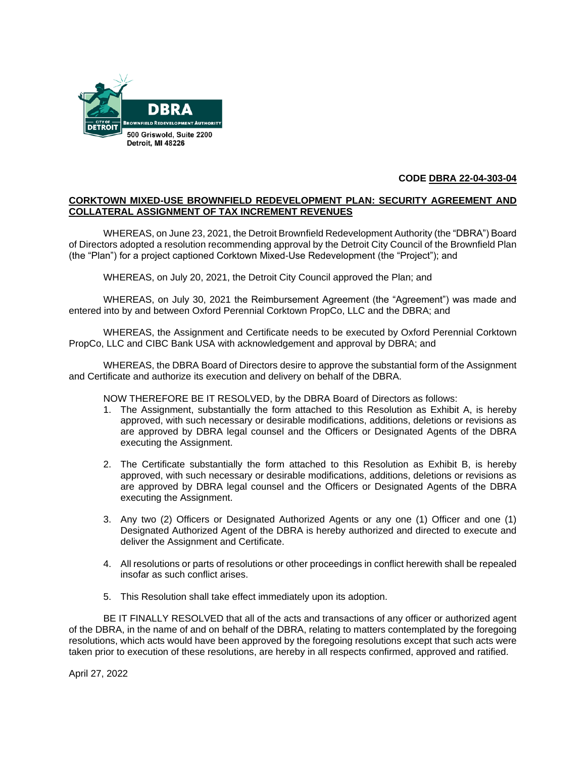DBRA
Brownfield Redevelopment Authority
City of Detroit
500 Griswold, Suite 2200
Detroit, MI 48226

**CODE DBRA 22-04-303-04**

**CORKTOWN MIXED-USE BROWNFIELD REDEVELOPMENT PLAN: SECURITY AGREEMENT AND COLLATERAL ASSIGNMENT OF TAX INCREMENT REVENUES**

WHEREAS, on June 23, 2021, the Detroit Brownfield Redevelopment Authority (the "DBRA") Board of Directors adopted a resolution recommending approval by the Detroit City Council of the Brownfield Plan (the "Plan") for a project captioned Corktown Mixed-Use Redevelopment (the "Project"); and

WHEREAS, on July 20, 2021, the Detroit City Council approved the Plan; and

WHEREAS, on July 30, 2021 the Reimbursement Agreement (the "Agreement") was made and entered into by and between Oxford Perennial Corktown PropCo, LLC and the DBRA; and

WHEREAS, the Assignment and Certificate needs to be executed by Oxford Perennial Corktown PropCo, LLC and CIBC Bank USA with acknowledgement and approval by DBRA; and

WHEREAS, the DBRA Board of Directors desire to approve the substantial form of the Assignment and Certificate and authorize its execution and delivery on behalf of the DBRA.

NOW THEREFORE BE IT RESOLVED, by the DBRA Board of Directors as follows:

1. The Assignment, substantially the form attached to this Resolution as Exhibit A, is hereby approved, with such necessary or desirable modifications, additions, deletions or revisions as are approved by DBRA legal counsel and the Officers or Designated Agents of the DBRA executing the Assignment.

2. The Certificate substantially the form attached to this Resolution as Exhibit B, is hereby approved, with such necessary or desirable modifications, additions, deletions or revisions as are approved by DBRA legal counsel and the Officers or Designated Agents of the DBRA executing the Assignment.

3. Any two (2) Officers or Designated Authorized Agents or any one (1) Officer and one (1) Designated Authorized Agent of the DBRA is hereby authorized and directed to execute and deliver the Assignment and Certificate.

4. All resolutions or parts of resolutions or other proceedings in conflict herewith shall be repealed insofar as such conflict arises.

5. This Resolution shall take effect immediately upon its adoption.

BE IT FINALLY RESOLVED that all of the acts and transactions of any officer or authorized agent of the DBRA, in the name of and on behalf of the DBRA, relating to matters contemplated by the foregoing resolutions, which acts would have been approved by the foregoing resolutions except that such acts were taken prior to execution of these resolutions, are hereby in all respects confirmed, approved and ratified.

April 27, 2022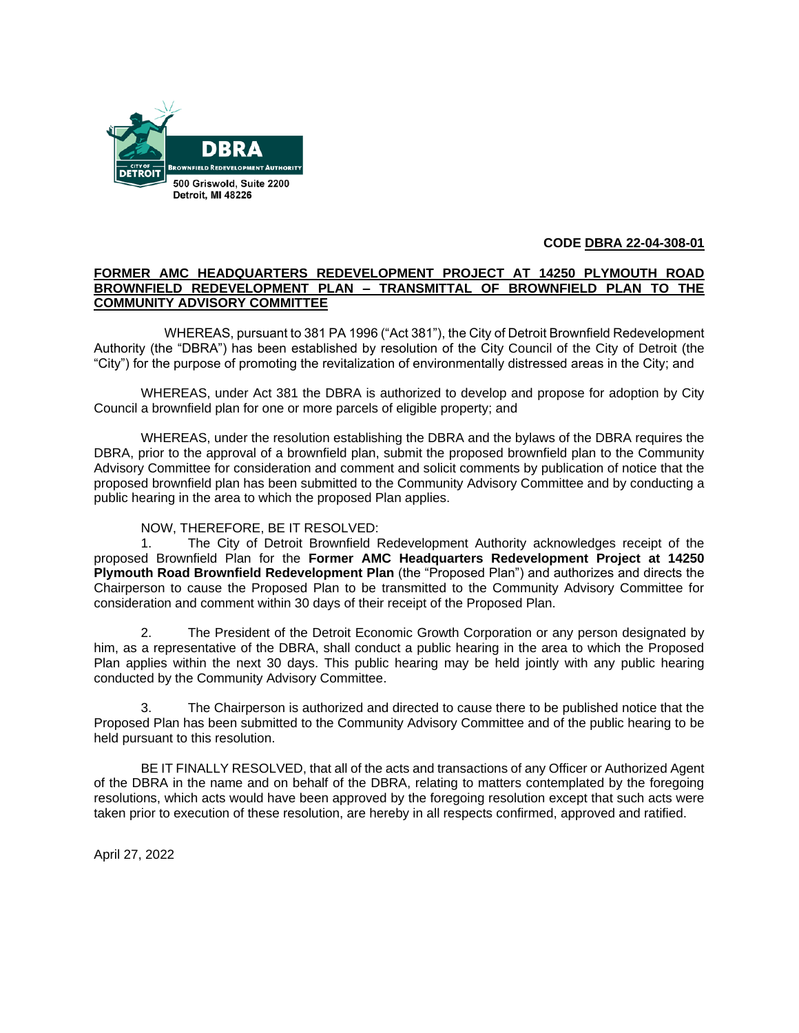DBRA
BROWNFIELD REDEVELOPMENT AUTHORITY
CITY OF DETROIT
500 Griswold, Suite 2200
Detroit, MI 48226

**CODE DBRA 22-04-308-01**

**FORMER AMC HEADQUARTERS REDEVELOPMENT PROJECT AT 14250 PLYMOUTH ROAD BROWNFIELD REDEVELOPMENT PLAN – TRANSMITTAL OF BROWNFIELD PLAN TO THE COMMUNITY ADVISORY COMMITTEE**

WHEREAS, pursuant to 381 PA 1996 ("Act 381"), the City of Detroit Brownfield Redevelopment Authority (the "DBRA") has been established by resolution of the City Council of the City of Detroit (the "City") for the purpose of promoting the revitalization of environmentally distressed areas in the City; and

WHEREAS, under Act 381 the DBRA is authorized to develop and propose for adoption by City Council a brownfield plan for one or more parcels of eligible property; and

WHEREAS, under the resolution establishing the DBRA and the bylaws of the DBRA requires the DBRA, prior to the approval of a brownfield plan, submit the proposed brownfield plan to the Community Advisory Committee for consideration and comment and solicit comments by publication of notice that the proposed brownfield plan has been submitted to the Community Advisory Committee and by conducting a public hearing in the area to which the proposed Plan applies.

NOW, THEREFORE, BE IT RESOLVED:

1. The City of Detroit Brownfield Redevelopment Authority acknowledges receipt of the proposed Brownfield Plan for the **Former AMC Headquarters Redevelopment Project at 14250 Plymouth Road Brownfield Redevelopment Plan** (the "Proposed Plan") and authorizes and directs the Chairperson to cause the Proposed Plan to be transmitted to the Community Advisory Committee for consideration and comment within 30 days of their receipt of the Proposed Plan.

2. The President of the Detroit Economic Growth Corporation or any person designated by him, as a representative of the DBRA, shall conduct a public hearing in the area to which the Proposed Plan applies within the next 30 days. This public hearing may be held jointly with any public hearing conducted by the Community Advisory Committee.

3. The Chairperson is authorized and directed to cause there to be published notice that the Proposed Plan has been submitted to the Community Advisory Committee and of the public hearing to be held pursuant to this resolution.

BE IT FINALLY RESOLVED, that all of the acts and transactions of any Officer or Authorized Agent of the DBRA in the name and on behalf of the DBRA, relating to matters contemplated by the foregoing resolutions, which acts would have been approved by the foregoing resolution except that such acts were taken prior to execution of these resolution, are hereby in all respects confirmed, approved and ratified.

April 27, 2022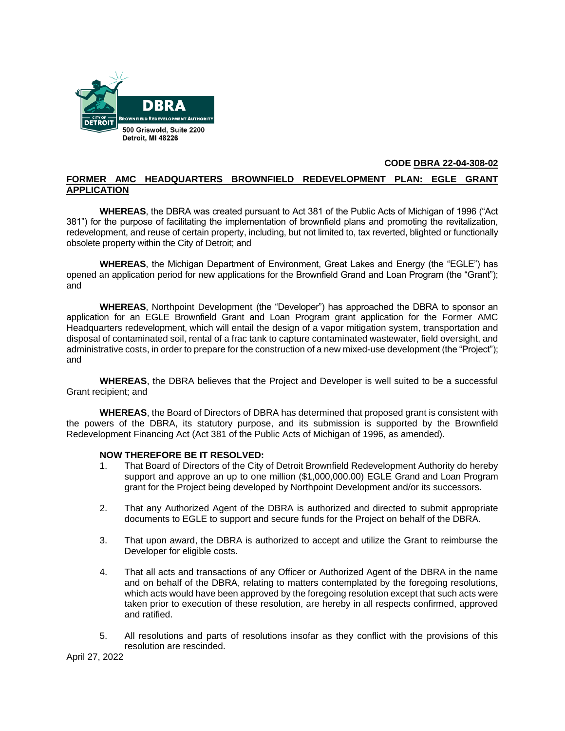DBRA

BROWNFIELD REDEVELOPMENT AUTHORITY

CITY OF DETROIT

500 Griswold, Suite 2200
Detroit, MI 48226

**CODE DBRA 22-04-308-02**

**FORMER AMC HEADQUARTERS BROWNFIELD REDEVELOPMENT PLAN: EGLE GRANT APPLICATION**

**WHEREAS**, the DBRA was created pursuant to Act 381 of the Public Acts of Michigan of 1996 ("Act 381") for the purpose of facilitating the implementation of brownfield plans and promoting the revitalization, redevelopment, and reuse of certain property, including, but not limited to, tax reverted, blighted or functionally obsolete property within the City of Detroit; and

**WHEREAS**, the Michigan Department of Environment, Great Lakes and Energy (the "EGLE") has opened an application period for new applications for the Brownfield Grand and Loan Program (the "Grant"); and

**WHEREAS**, Northpoint Development (the "Developer") has approached the DBRA to sponsor an application for an EGLE Brownfield Grant and Loan Program grant application for the Former AMC Headquarters redevelopment, which will entail the design of a vapor mitigation system, transportation and disposal of contaminated soil, rental of a frac tank to capture contaminated wastewater, field oversight, and administrative costs, in order to prepare for the construction of a new mixed-use development (the "Project"); and

**WHEREAS**, the DBRA believes that the Project and Developer is well suited to be a successful Grant recipient; and

**WHEREAS**, the Board of Directors of DBRA has determined that proposed grant is consistent with the powers of the DBRA, its statutory purpose, and its submission is supported by the Brownfield Redevelopment Financing Act (Act 381 of the Public Acts of Michigan of 1996, as amended).

**NOW THEREFORE BE IT RESOLVED:**

1. That Board of Directors of the City of Detroit Brownfield Redevelopment Authority do hereby support and approve an up to one million ($1,000,000.00) EGLE Grand and Loan Program grant for the Project being developed by Northpoint Development and/or its successors.

2. That any Authorized Agent of the DBRA is authorized and directed to submit appropriate documents to EGLE to support and secure funds for the Project on behalf of the DBRA.

3. That upon award, the DBRA is authorized to accept and utilize the Grant to reimburse the Developer for eligible costs.

4. That all acts and transactions of any Officer or Authorized Agent of the DBRA in the name and on behalf of the DBRA, relating to matters contemplated by the foregoing resolutions, which acts would have been approved by the foregoing resolution except that such acts were taken prior to execution of these resolution, are hereby in all respects confirmed, approved and ratified.

5. All resolutions and parts of resolutions insofar as they conflict with the provisions of this resolution are rescinded.

April 27, 2022